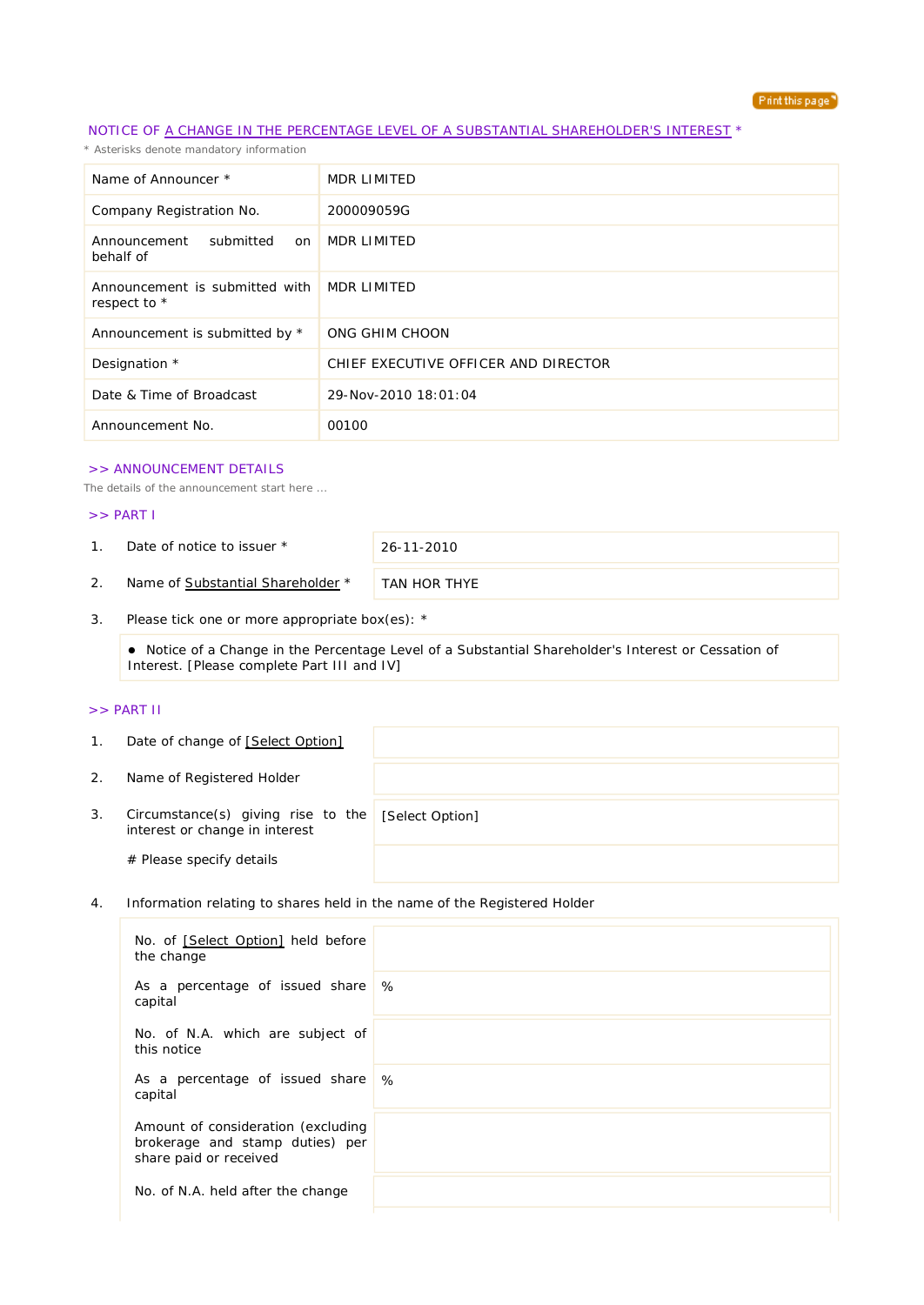## NOTICE OF A CHANGE IN THE PERCENTAGE LEVEL OF A SUBSTANTIAL SHAREHOLDER'S INTEREST *

* Asterisks denote mandatory information

| | |
|---|---|
| Name of Announcer * | MDR LIMITED |
| Company Registration No. | 200009059G |
| Announcement submitted on behalf of | MDR LIMITED |
| Announcement is submitted with respect to * | MDR LIMITED |
| Announcement is submitted by * | ONG GHIM CHOON |
| Designation * | CHIEF EXECUTIVE OFFICER AND DIRECTOR |
| Date & Time of Broadcast | 29-Nov-2010 18:01:04 |
| Announcement No. | 00100 |

### >> ANNOUNCEMENT DETAILS

The details of the announcement start here ...

### >> PART I

| | | |
|---|---|---|
| 1. | Date of notice to issuer * | 26-11-2010 |
| 2. | Name of Substantial Shareholder * | TAN HOR THYE |

3. Please tick one or more appropriate box(es): *

- Notice of a Change in the Percentage Level of a Substantial Shareholder's Interest or Cessation of Interest. [Please complete Part III and IV]

### >> PART II

| | | |
|---|---|---|
| 1. | Date of change of [Select Option] | |
| 2. | Name of Registered Holder | |
| 3. | Circumstance(s) giving rise to the interest or change in interest | [Select Option] |
| | # Please specify details | |

4. Information relating to shares held in the name of the Registered Holder

| | |
|---|---|
| No. of [Select Option] held before the change | |
| As a percentage of issued share capital | % |
| No. of N.A. which are subject of this notice | |
| As a percentage of issued share capital | % |
| Amount of consideration (excluding brokerage and stamp duties) per share paid or received | |
| No. of N.A. held after the change | |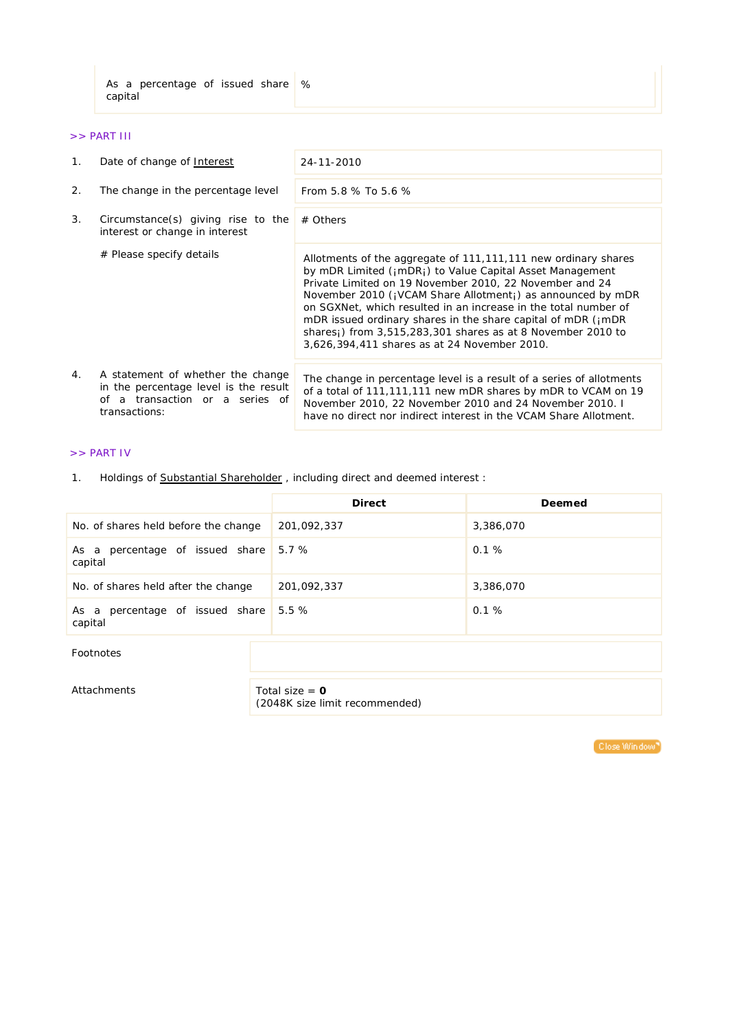| | |
|---|---|
| As a percentage of issued share capital | % |

>> PART III

| | |
|---|---|
| 1. Date of change of Interest | 24-11-2010 |
| 2. The change in the percentage level | From 5.8 % To 5.6 % |
| 3. Circumstance(s) giving rise to the interest or change in interest | # Others |
| # Please specify details | Allotments of the aggregate of 111,111,111 new ordinary shares by mDR Limited (¡mDR¡) to Value Capital Asset Management Private Limited on 19 November 2010, 22 November and 24 November 2010 (¡VCAM Share Allotment¡) as announced by mDR on SGXNet, which resulted in an increase in the total number of mDR issued ordinary shares in the share capital of mDR (¡mDR shares¡) from 3,515,283,301 shares as at 8 November 2010 to 3,626,394,411 shares as at 24 November 2010. |
| 4. A statement of whether the change in the percentage level is the result of a transaction or a series of transactions: | The change in percentage level is a result of a series of allotments of a total of 111,111,111 new mDR shares by mDR to VCAM on 19 November 2010, 22 November 2010 and 24 November 2010. I have no direct nor indirect interest in the VCAM Share Allotment. |

>> PART IV

1. Holdings of Substantial Shareholder , including direct and deemed interest :

| | Direct | Deemed |
|---|---|---|
| No. of shares held before the change | 201,092,337 | 3,386,070 |
| As a percentage of issued share capital | 5.7 % | 0.1 % |
| No. of shares held after the change | 201,092,337 | 3,386,070 |
| As a percentage of issued share capital | 5.5 % | 0.1 % |

| | |
|---|---|
| Footnotes | |
| Attachments | Total size = **0**<br>(2048K size limit recommended) |